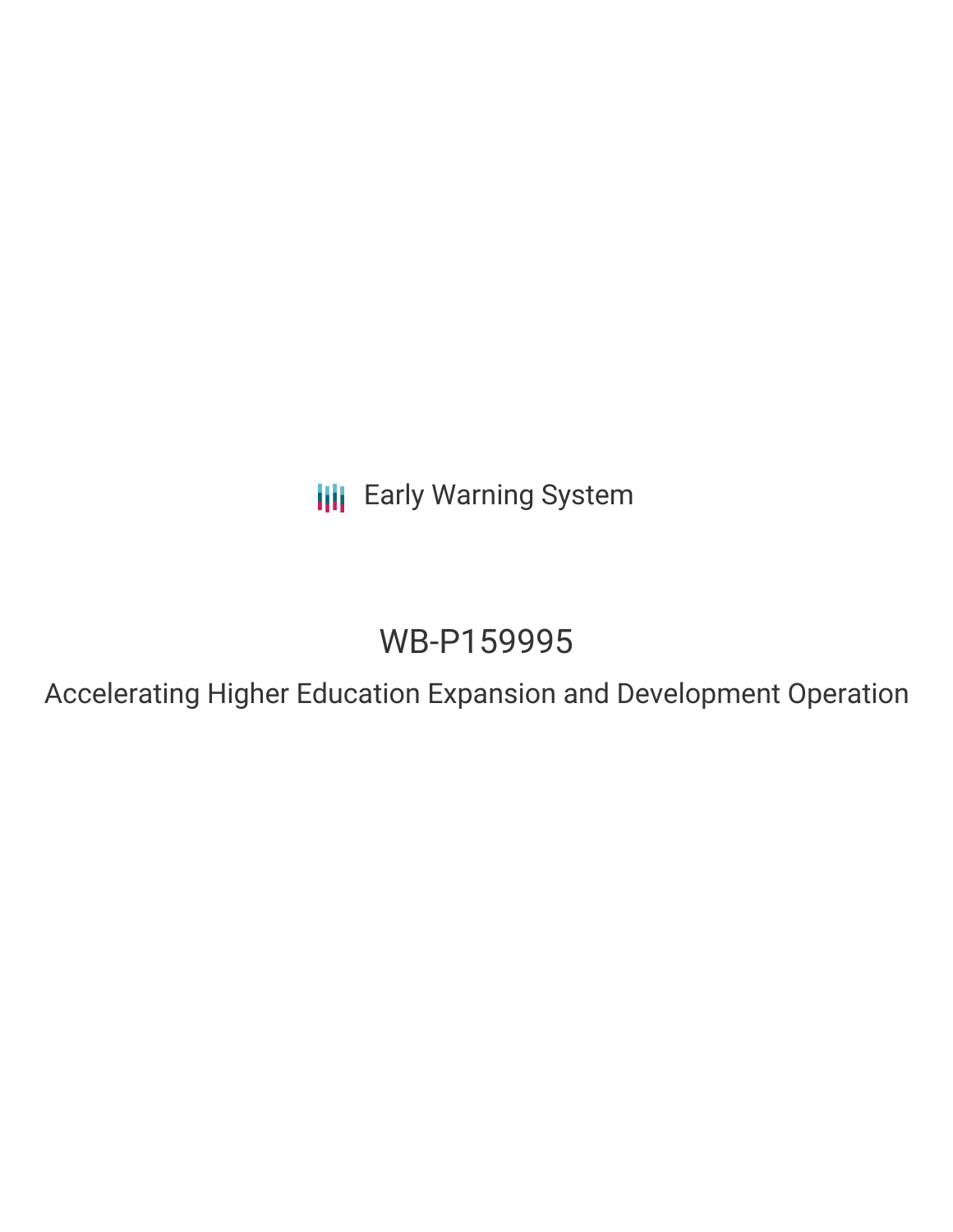Early Warning System

# WB-P159995

## Accelerating Higher Education Expansion and Development Operation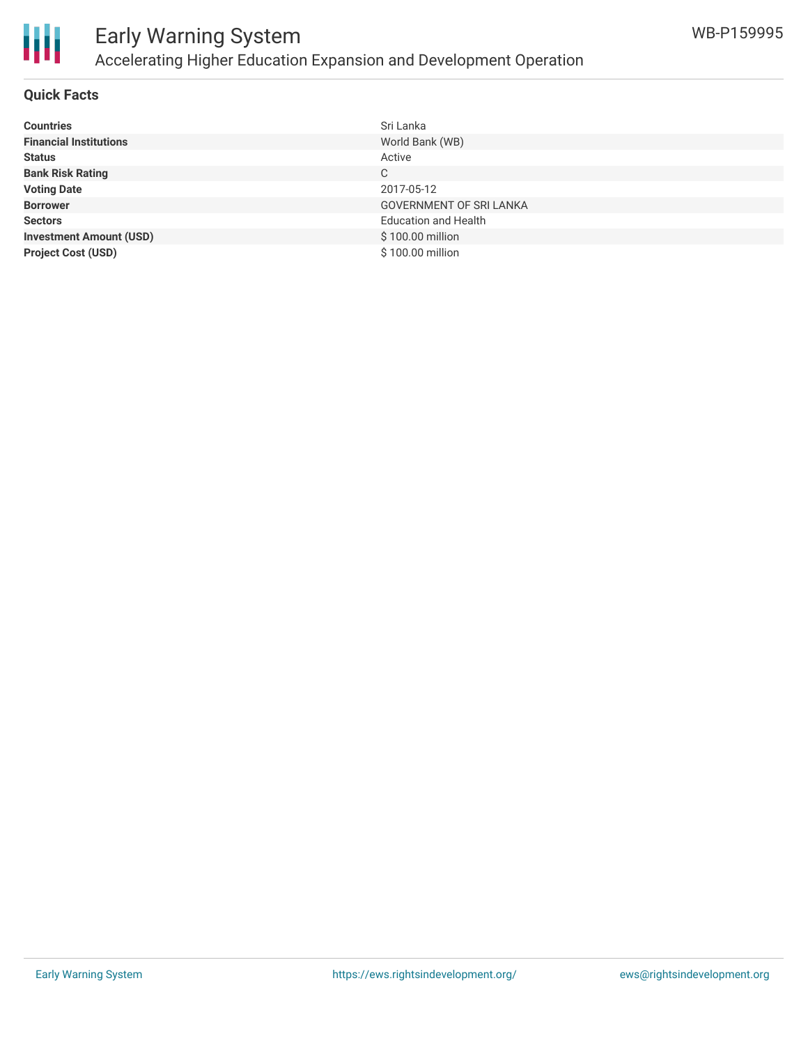## Quick Facts

| | |
|---|---|
| **Countries** | Sri Lanka |
| **Financial Institutions** | World Bank (WB) |
| **Status** | Active |
| **Bank Risk Rating** | C |
| **Voting Date** | 2017-05-12 |
| **Borrower** | GOVERNMENT OF SRI LANKA |
| **Sectors** | Education and Health |
| **Investment Amount (USD)** | $ 100.00 million |
| **Project Cost (USD)** | $ 100.00 million |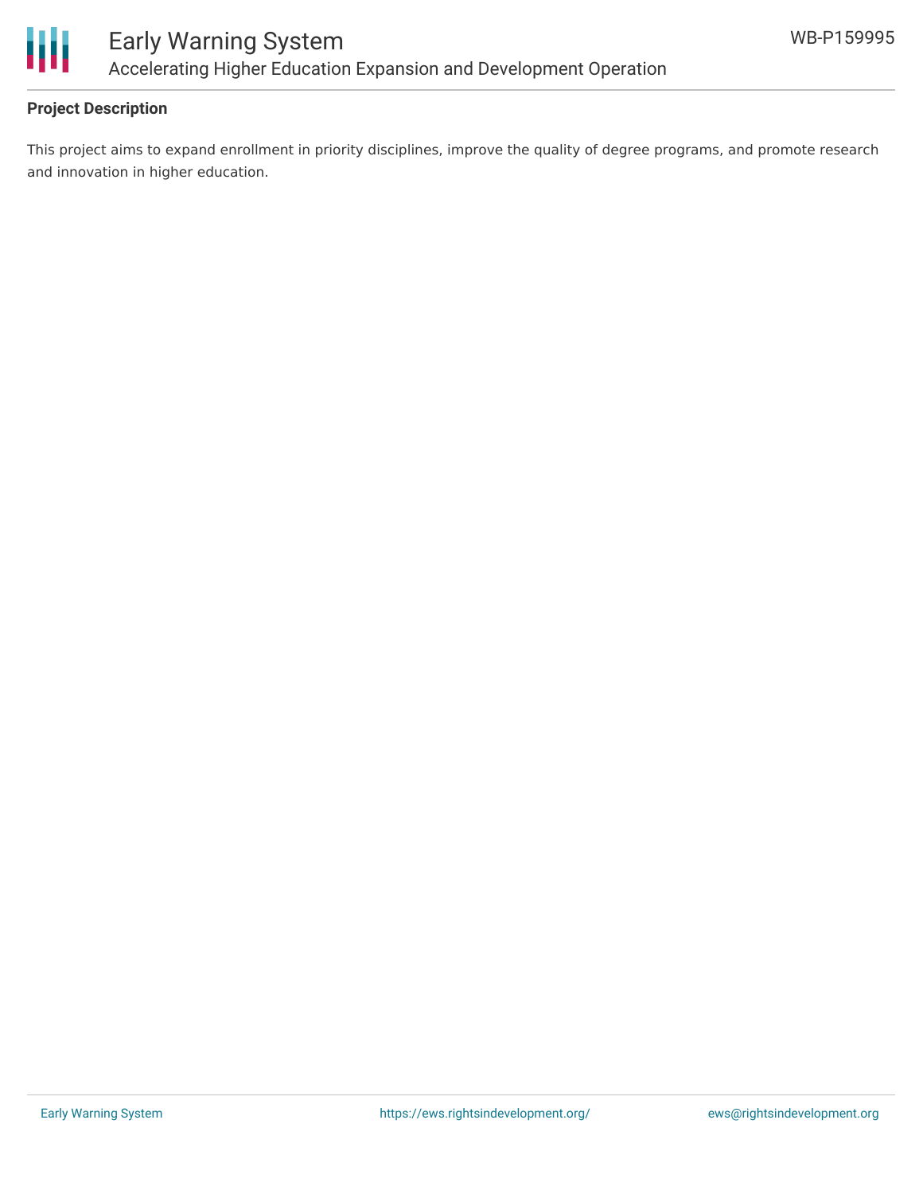**Project Description**

This project aims to expand enrollment in priority disciplines, improve the quality of degree programs, and promote research and innovation in higher education.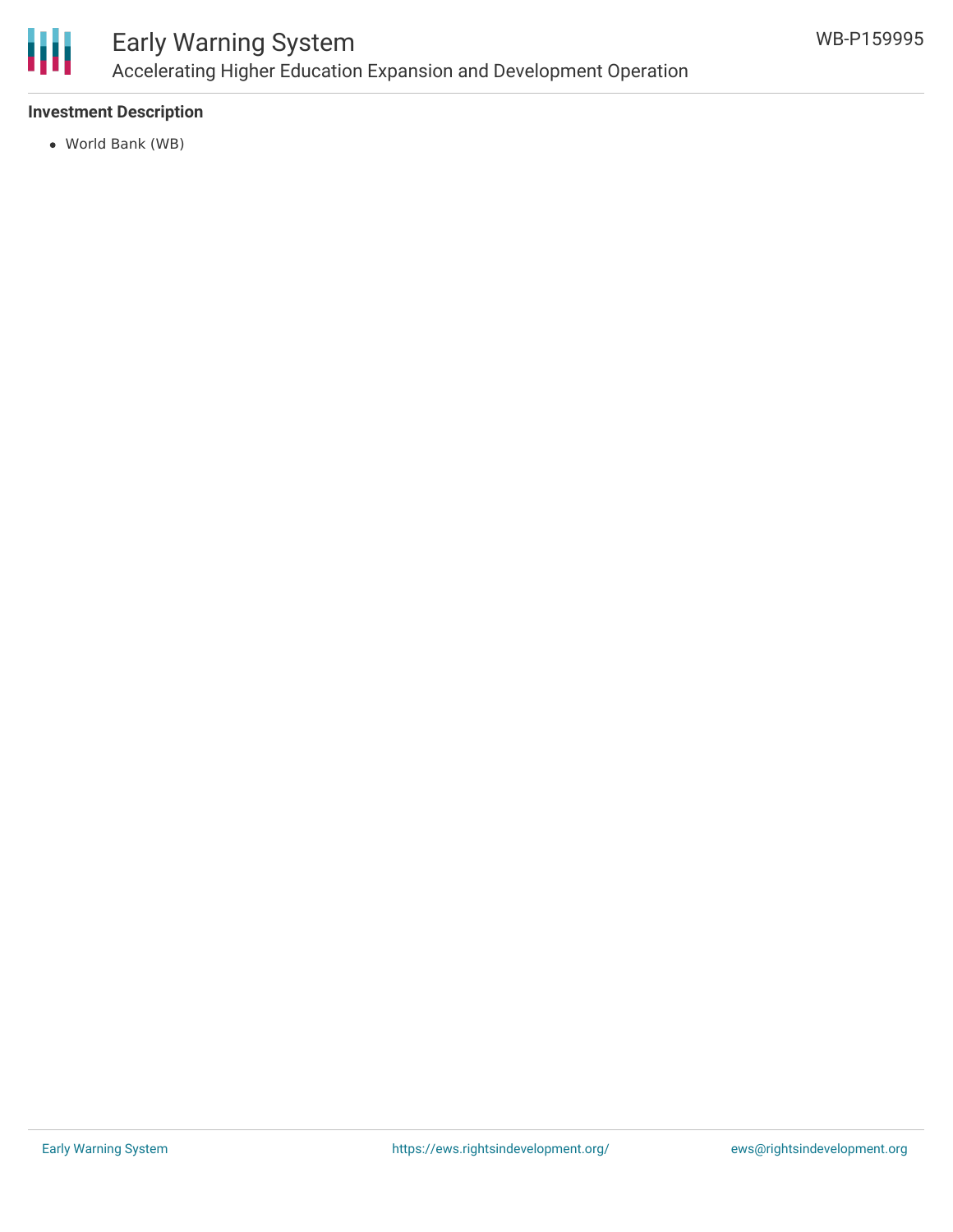### Investment Description

- World Bank (WB)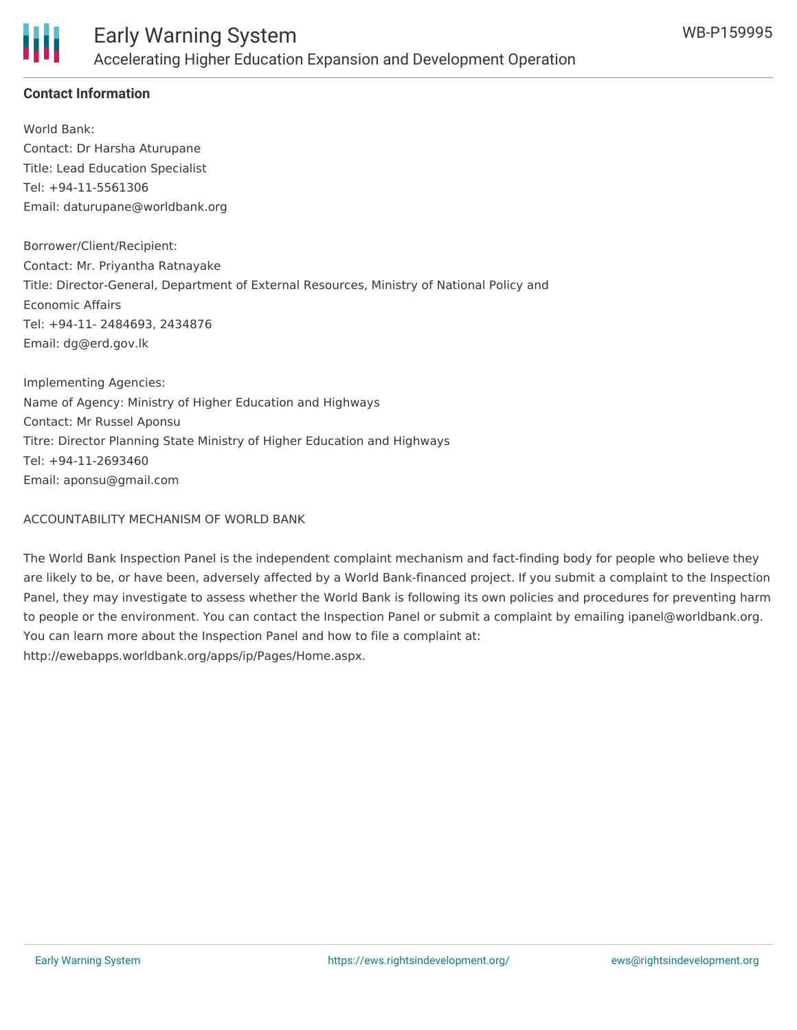**Contact Information**

World Bank:
Contact: Dr Harsha Aturupane
Title: Lead Education Specialist
Tel: +94-11-5561306
Email: daturupane@worldbank.org

Borrower/Client/Recipient:
Contact: Mr. Priyantha Ratnayake
Title: Director-General, Department of External Resources, Ministry of National Policy and Economic Affairs
Tel: +94-11- 2484693, 2434876
Email: dg@erd.gov.lk

Implementing Agencies:
Name of Agency: Ministry of Higher Education and Highways
Contact: Mr Russel Aponsu
Titre: Director Planning State Ministry of Higher Education and Highways
Tel: +94-11-2693460
Email: aponsu@gmail.com

ACCOUNTABILITY MECHANISM OF WORLD BANK

The World Bank Inspection Panel is the independent complaint mechanism and fact-finding body for people who believe they are likely to be, or have been, adversely affected by a World Bank-financed project. If you submit a complaint to the Inspection Panel, they may investigate to assess whether the World Bank is following its own policies and procedures for preventing harm to people or the environment. You can contact the Inspection Panel or submit a complaint by emailing ipanel@worldbank.org. You can learn more about the Inspection Panel and how to file a complaint at: http://ewebapps.worldbank.org/apps/ip/Pages/Home.aspx.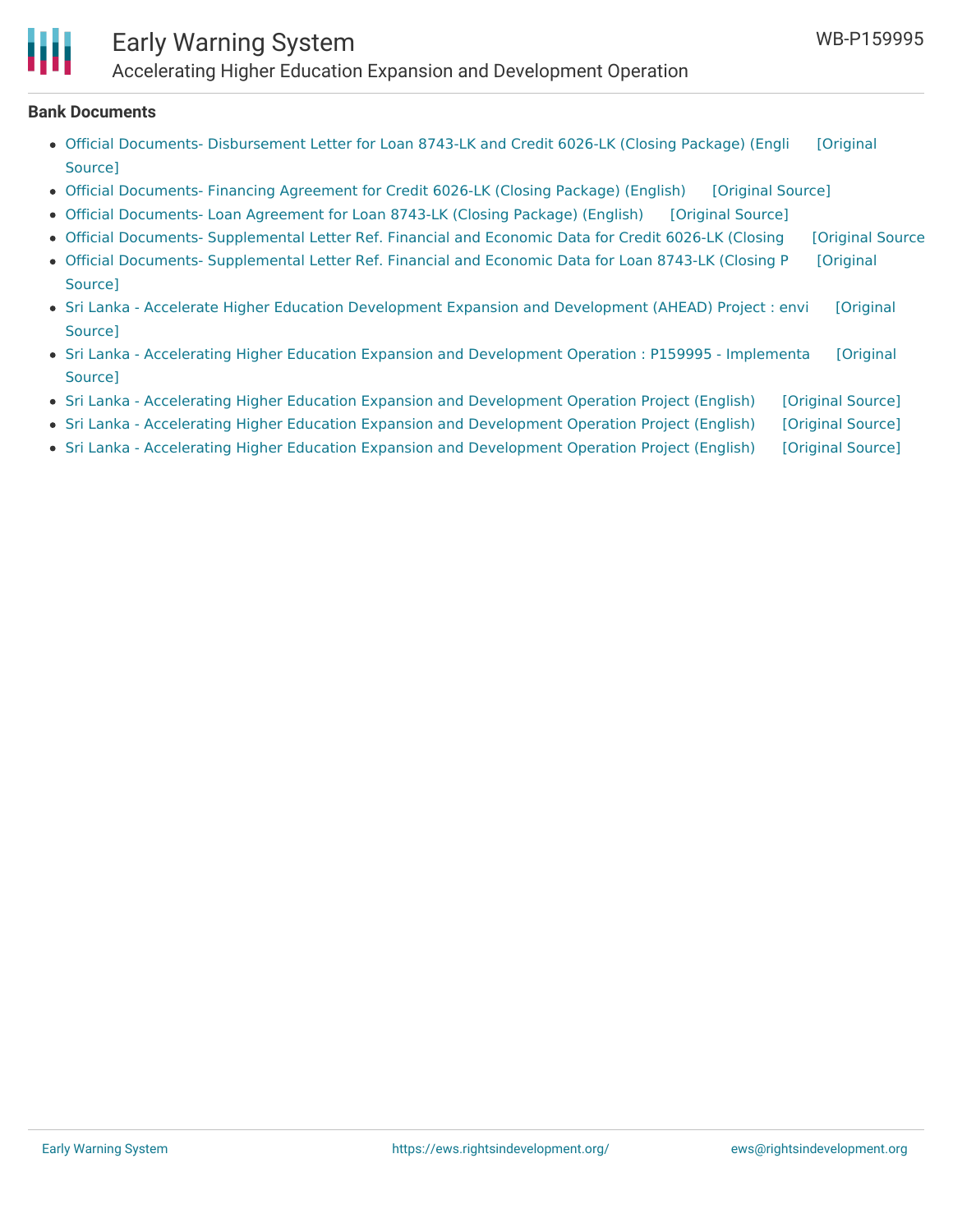## Bank Documents

- Official Documents- Disbursement Letter for Loan 8743-LK and Credit 6026-LK (Closing Package) (Engli [Original Source]
- Official Documents- Financing Agreement for Credit 6026-LK (Closing Package) (English) [Original Source]
- Official Documents- Loan Agreement for Loan 8743-LK (Closing Package) (English) [Original Source]
- Official Documents- Supplemental Letter Ref. Financial and Economic Data for Credit 6026-LK (Closing [Original Source
- Official Documents- Supplemental Letter Ref. Financial and Economic Data for Loan 8743-LK (Closing P [Original Source]
- Sri Lanka - Accelerate Higher Education Development Expansion and Development (AHEAD) Project : envi [Original Source]
- Sri Lanka - Accelerating Higher Education Expansion and Development Operation : P159995 - Implementa [Original Source]
- Sri Lanka - Accelerating Higher Education Expansion and Development Operation Project (English) [Original Source]
- Sri Lanka - Accelerating Higher Education Expansion and Development Operation Project (English) [Original Source]
- Sri Lanka - Accelerating Higher Education Expansion and Development Operation Project (English) [Original Source]